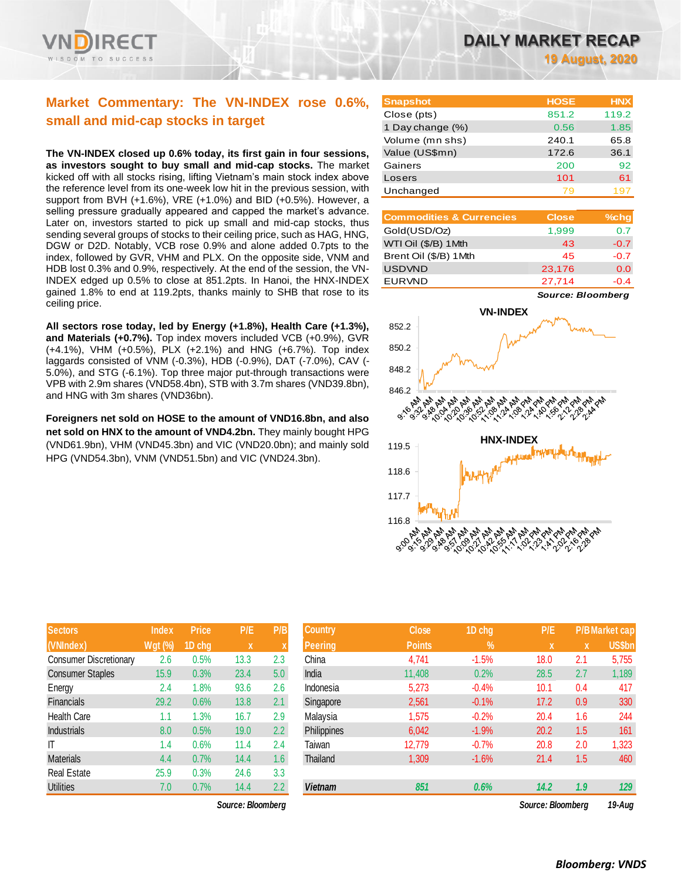# DAILY MARKET RECAP

**19 August, 2020**

## Market Commentary: The VN-INDEX rose 0.6%, small and mid-cap stocks in target

**The VN-INDEX closed up 0.6% today, its first gain in four sessions, as investors sought to buy small and mid-cap stocks.** The market kicked off with all stocks rising, lifting Vietnam's main stock index above the reference level from its one-week low hit in the previous session, with support from BVH (+1.6%), VRE (+1.0%) and BID (+0.5%). However, a selling pressure gradually appeared and capped the market's advance. Later on, investors started to pick up small and mid-cap stocks, thus sending several groups of stocks to their ceiling price, such as HAG, HNG, DGW or D2D. Notably, VCB rose 0.9% and alone added 0.7pts to the index, followed by GVR, VHM and PLX. On the opposite side, VNM and HDB lost 0.3% and 0.9%, respectively. At the end of the session, the VN-INDEX edged up 0.5% to close at 851.2pts. In Hanoi, the HNX-INDEX gained 1.8% to end at 119.2pts, thanks mainly to SHB that rose to its ceiling price.

**All sectors rose today, led by Energy (+1.8%), Health Care (+1.3%), and Materials (+0.7%).** Top index movers included VCB (+0.9%), GVR (+4.1%), VHM (+0.5%), PLX (+2.1%) and HNG (+6.7%). Top index laggards consisted of VNM (-0.3%), HDB (-0.9%), DAT (-7.0%), CAV (-5.0%), and STG (-6.1%). Top three major put-through transactions were VPB with 2.9m shares (VND58.4bn), STB with 3.7m shares (VND39.8bn), and HNG with 3m shares (VND36bn).

**Foreigners net sold on HOSE to the amount of VND16.8bn, and also net sold on HNX to the amount of VND4.2bn.** They mainly bought HPG (VND61.9bn), VHM (VND45.3bn) and VIC (VND20.0bn); and mainly sold HPG (VND54.3bn), VNM (VND51.5bn) and VIC (VND24.3bn).

| Snapshot | HOSE | HNX |
|---|---|---|
| Close (pts) | 851.2 | 119.2 |
| 1 Day change (%) | 0.56 | 1.85 |
| Volume (mn shs) | 240.1 | 65.8 |
| Value (US$mn) | 172.6 | 36.1 |
| Gainers | 200 | 92 |
| Losers | 101 | 61 |
| Unchanged | 79 | 197 |

| Commodities & Currencies | Close | %chg |
|---|---|---|
| Gold(USD/Oz) | 1,999 | 0.7 |
| WTI Oil ($/B) 1Mth | 43 | -0.7 |
| Brent Oil ($/B) 1Mth | 45 | -0.7 |
| USDVND | 23,176 | 0.0 |
| EURVND | 27,714 | -0.4 |

*Source: Bloomberg*

| Sectors (VNIndex) | Index Wgt (%) | Price 1D chg | P/E x | P/B x |
|---|---|---|---|---|
| Consumer Discretionary | 2.6 | 0.5% | 13.3 | 2.3 |
| Consumer Staples | 15.9 | 0.3% | 23.4 | 5.0 |
| Energy | 2.4 | 1.8% | 93.6 | 2.6 |
| Financials | 29.2 | 0.6% | 13.8 | 2.1 |
| Health Care | 1.1 | 1.3% | 16.7 | 2.9 |
| Industrials | 8.0 | 0.5% | 19.0 | 2.2 |
| IT | 1.4 | 0.6% | 11.4 | 2.4 |
| Materials | 4.4 | 0.7% | 14.4 | 1.6 |
| Real Estate | 25.9 | 0.3% | 24.6 | 3.3 |
| Utilities | 7.0 | 0.7% | 14.4 | 2.2 |

*Source: Bloomberg*

| Country Peering | Close Points | 1D chg % | P/E x | P/B x | Market cap US$bn |
|---|---|---|---|---|---|
| China | 4,741 | -1.5% | 18.0 | 2.1 | 5,755 |
| India | 11,408 | 0.2% | 28.5 | 2.7 | 1,189 |
| Indonesia | 5,273 | -0.4% | 10.1 | 0.4 | 417 |
| Singapore | 2,561 | -0.1% | 17.2 | 0.9 | 330 |
| Malaysia | 1,575 | -0.2% | 20.4 | 1.6 | 244 |
| Philippines | 6,042 | -1.9% | 20.2 | 1.5 | 161 |
| Taiwan | 12,779 | -0.7% | 20.8 | 2.0 | 1,323 |
| Thailand | 1,309 | -1.6% | 21.4 | 1.5 | 460 |
| *Vietnam* | *851* | *0.6%* | *14.2* | *1.9* | *129* |

*Source: Bloomberg* 19-Aug

**Bloomberg: VNDS**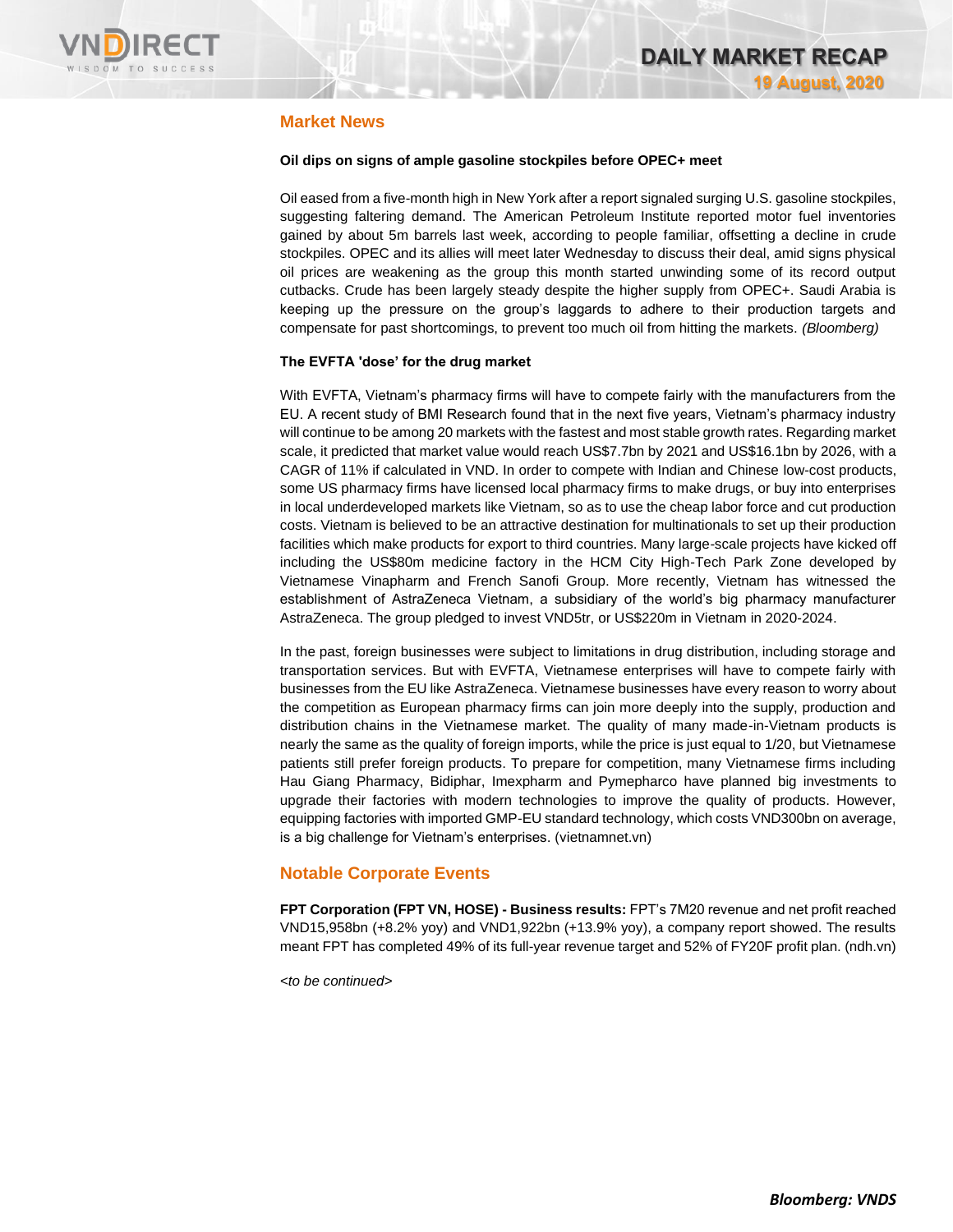## Market News

**Oil dips on signs of ample gasoline stockpiles before OPEC+ meet**

Oil eased from a five-month high in New York after a report signaled surging U.S. gasoline stockpiles, suggesting faltering demand. The American Petroleum Institute reported motor fuel inventories gained by about 5m barrels last week, according to people familiar, offsetting a decline in crude stockpiles. OPEC and its allies will meet later Wednesday to discuss their deal, amid signs physical oil prices are weakening as the group this month started unwinding some of its record output cutbacks. Crude has been largely steady despite the higher supply from OPEC+. Saudi Arabia is keeping up the pressure on the group's laggards to adhere to their production targets and compensate for past shortcomings, to prevent too much oil from hitting the markets. *(Bloomberg)*

**The EVFTA 'dose' for the drug market**

With EVFTA, Vietnam's pharmacy firms will have to compete fairly with the manufacturers from the EU. A recent study of BMI Research found that in the next five years, Vietnam's pharmacy industry will continue to be among 20 markets with the fastest and most stable growth rates. Regarding market scale, it predicted that market value would reach US$7.7bn by 2021 and US$16.1bn by 2026, with a CAGR of 11% if calculated in VND. In order to compete with Indian and Chinese low-cost products, some US pharmacy firms have licensed local pharmacy firms to make drugs, or buy into enterprises in local underdeveloped markets like Vietnam, so as to use the cheap labor force and cut production costs. Vietnam is believed to be an attractive destination for multinationals to set up their production facilities which make products for export to third countries. Many large-scale projects have kicked off including the US$80m medicine factory in the HCM City High-Tech Park Zone developed by Vietnamese Vinapharm and French Sanofi Group. More recently, Vietnam has witnessed the establishment of AstraZeneca Vietnam, a subsidiary of the world's big pharmacy manufacturer AstraZeneca. The group pledged to invest VND5tr, or US$220m in Vietnam in 2020-2024.

In the past, foreign businesses were subject to limitations in drug distribution, including storage and transportation services. But with EVFTA, Vietnamese enterprises will have to compete fairly with businesses from the EU like AstraZeneca. Vietnamese businesses have every reason to worry about the competition as European pharmacy firms can join more deeply into the supply, production and distribution chains in the Vietnamese market. The quality of many made-in-Vietnam products is nearly the same as the quality of foreign imports, while the price is just equal to 1/20, but Vietnamese patients still prefer foreign products. To prepare for competition, many Vietnamese firms including Hau Giang Pharmacy, Bidiphar, Imexpharm and Pymepharco have planned big investments to upgrade their factories with modern technologies to improve the quality of products. However, equipping factories with imported GMP-EU standard technology, which costs VND300bn on average, is a big challenge for Vietnam's enterprises. (vietnamnet.vn)

## Notable Corporate Events

**FPT Corporation (FPT VN, HOSE) - Business results:** FPT's 7M20 revenue and net profit reached VND15,958bn (+8.2% yoy) and VND1,922bn (+13.9% yoy), a company report showed. The results meant FPT has completed 49% of its full-year revenue target and 52% of FY20F profit plan. (ndh.vn)

*<to be continued>*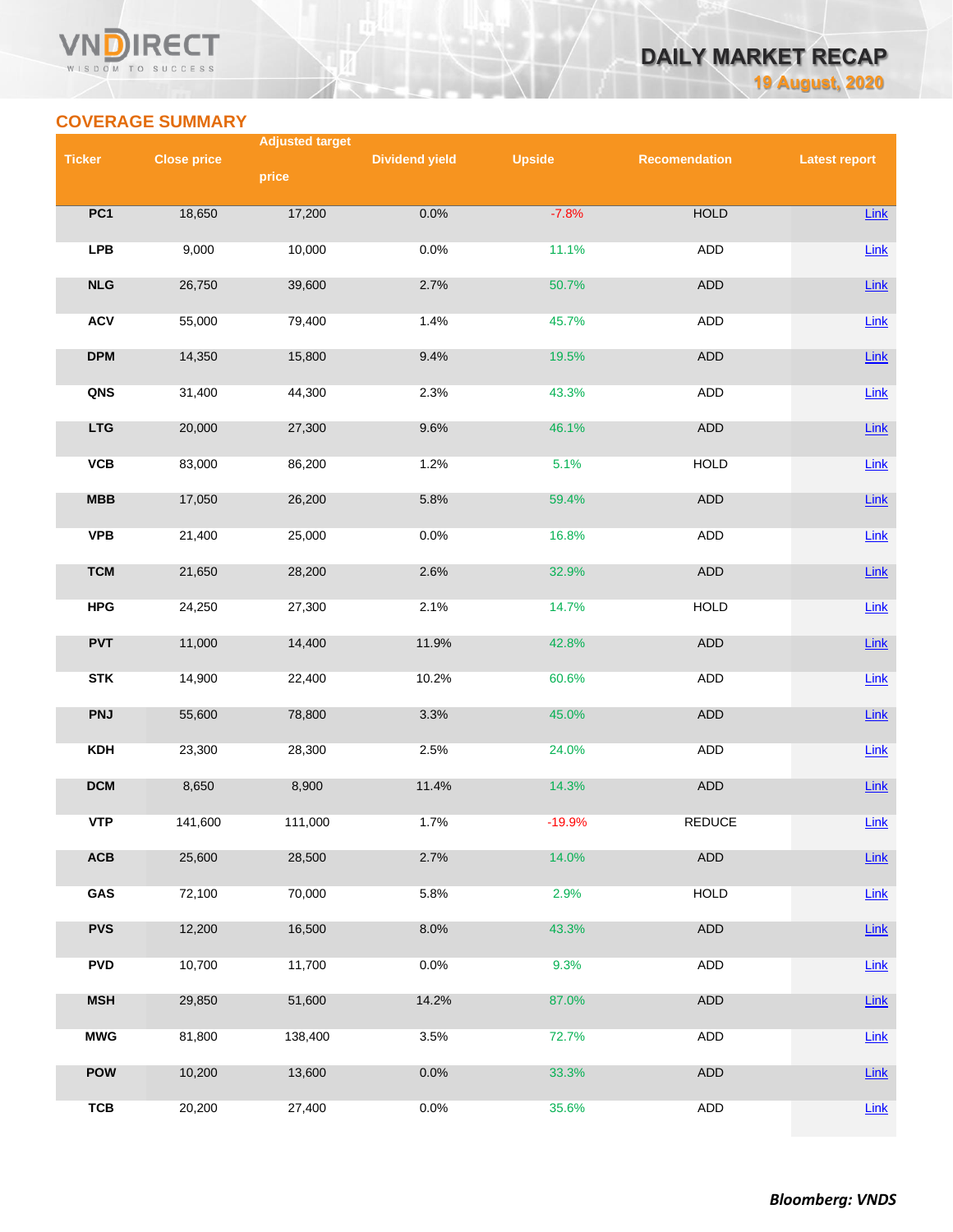## COVERAGE SUMMARY

| Ticker | Close price | Adjusted target price | Dividend yield | Upside | Recomendation | Latest report |
|---|---|---|---|---|---|---|
| PC1 | 18,650 | 17,200 | 0.0% | -7.8% | HOLD | Link |
| LPB | 9,000 | 10,000 | 0.0% | 11.1% | ADD | Link |
| NLG | 26,750 | 39,600 | 2.7% | 50.7% | ADD | Link |
| ACV | 55,000 | 79,400 | 1.4% | 45.7% | ADD | Link |
| DPM | 14,350 | 15,800 | 9.4% | 19.5% | ADD | Link |
| QNS | 31,400 | 44,300 | 2.3% | 43.3% | ADD | Link |
| LTG | 20,000 | 27,300 | 9.6% | 46.1% | ADD | Link |
| VCB | 83,000 | 86,200 | 1.2% | 5.1% | HOLD | Link |
| MBB | 17,050 | 26,200 | 5.8% | 59.4% | ADD | Link |
| VPB | 21,400 | 25,000 | 0.0% | 16.8% | ADD | Link |
| TCM | 21,650 | 28,200 | 2.6% | 32.9% | ADD | Link |
| HPG | 24,250 | 27,300 | 2.1% | 14.7% | HOLD | Link |
| PVT | 11,000 | 14,400 | 11.9% | 42.8% | ADD | Link |
| STK | 14,900 | 22,400 | 10.2% | 60.6% | ADD | Link |
| PNJ | 55,600 | 78,800 | 3.3% | 45.0% | ADD | Link |
| KDH | 23,300 | 28,300 | 2.5% | 24.0% | ADD | Link |
| DCM | 8,650 | 8,900 | 11.4% | 14.3% | ADD | Link |
| VTP | 141,600 | 111,000 | 1.7% | -19.9% | REDUCE | Link |
| ACB | 25,600 | 28,500 | 2.7% | 14.0% | ADD | Link |
| GAS | 72,100 | 70,000 | 5.8% | 2.9% | HOLD | Link |
| PVS | 12,200 | 16,500 | 8.0% | 43.3% | ADD | Link |
| PVD | 10,700 | 11,700 | 0.0% | 9.3% | ADD | Link |
| MSH | 29,850 | 51,600 | 14.2% | 87.0% | ADD | Link |
| MWG | 81,800 | 138,400 | 3.5% | 72.7% | ADD | Link |
| POW | 10,200 | 13,600 | 0.0% | 33.3% | ADD | Link |
| TCB | 20,200 | 27,400 | 0.0% | 35.6% | ADD | Link |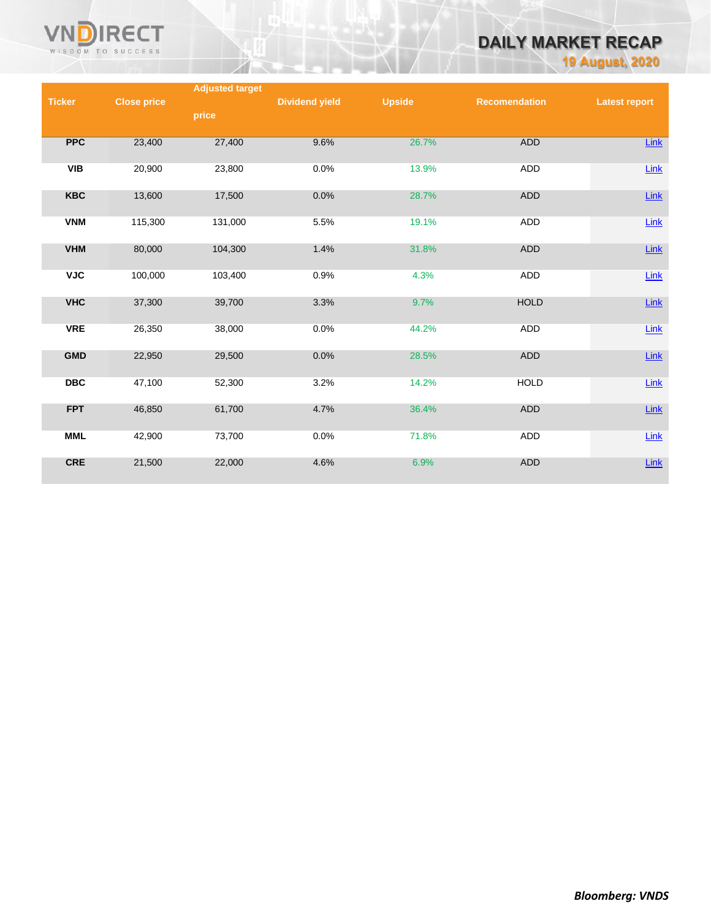| Ticker | Close price | Adjusted target price | Dividend yield | Upside | Recomendation | Latest report |
|---|---|---|---|---|---|---|
| PPC | 23,400 | 27,400 | 9.6% | 26.7% | ADD | Link |
| VIB | 20,900 | 23,800 | 0.0% | 13.9% | ADD | Link |
| KBC | 13,600 | 17,500 | 0.0% | 28.7% | ADD | Link |
| VNM | 115,300 | 131,000 | 5.5% | 19.1% | ADD | Link |
| VHM | 80,000 | 104,300 | 1.4% | 31.8% | ADD | Link |
| VJC | 100,000 | 103,400 | 0.9% | 4.3% | ADD | Link |
| VHC | 37,300 | 39,700 | 3.3% | 9.7% | HOLD | Link |
| VRE | 26,350 | 38,000 | 0.0% | 44.2% | ADD | Link |
| GMD | 22,950 | 29,500 | 0.0% | 28.5% | ADD | Link |
| DBC | 47,100 | 52,300 | 3.2% | 14.2% | HOLD | Link |
| FPT | 46,850 | 61,700 | 4.7% | 36.4% | ADD | Link |
| MML | 42,900 | 73,700 | 0.0% | 71.8% | ADD | Link |
| CRE | 21,500 | 22,000 | 4.6% | 6.9% | ADD | Link |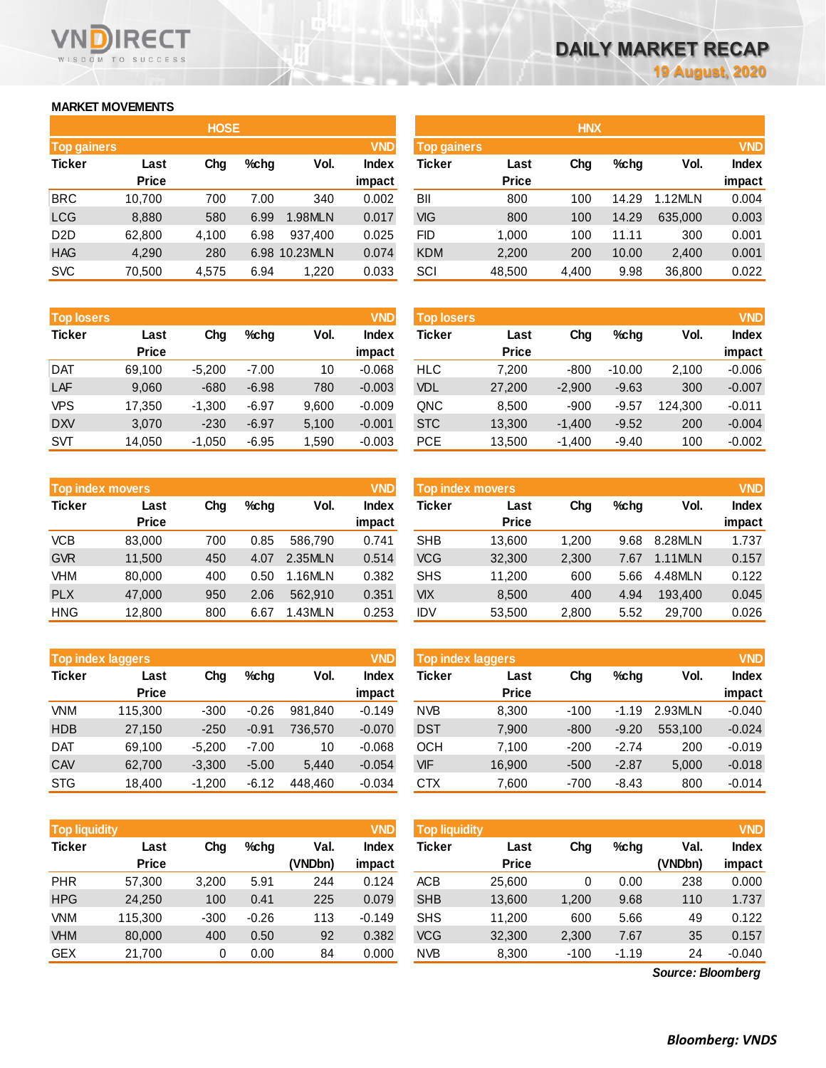# DAILY MARKET RECAP

19 August, 2020

## MARKET MOVEMENTS

### HOSE

| Top gainers | | | | | VND |
|---|---|---|---|---|---|
| Ticker | Last Price | Chg | %chg | Vol. | Index impact |
| BRC | 10,700 | 700 | 7.00 | 340 | 0.002 |
| LCG | 8,880 | 580 | 6.99 | 1.98MLN | 0.017 |
| D2D | 62,800 | 4,100 | 6.98 | 937,400 | 0.025 |
| HAG | 4,290 | 280 | 6.98 | 10.23MLN | 0.074 |
| SVC | 70,500 | 4,575 | 6.94 | 1,220 | 0.033 |

| Top losers | | | | | VND |
|---|---|---|---|---|---|
| Ticker | Last Price | Chg | %chg | Vol. | Index impact |
| DAT | 69,100 | -5,200 | -7.00 | 10 | -0.068 |
| LAF | 9,060 | -680 | -6.98 | 780 | -0.003 |
| VPS | 17,350 | -1,300 | -6.97 | 9,600 | -0.009 |
| DXV | 3,070 | -230 | -6.97 | 5,100 | -0.001 |
| SVT | 14,050 | -1,050 | -6.95 | 1,590 | -0.003 |

| Top index movers | | | | | VND |
|---|---|---|---|---|---|
| Ticker | Last Price | Chg | %chg | Vol. | Index impact |
| VCB | 83,000 | 700 | 0.85 | 586,790 | 0.741 |
| GVR | 11,500 | 450 | 4.07 | 2.35MLN | 0.514 |
| VHM | 80,000 | 400 | 0.50 | 1.16MLN | 0.382 |
| PLX | 47,000 | 950 | 2.06 | 562,910 | 0.351 |
| HNG | 12,800 | 800 | 6.67 | 1.43MLN | 0.253 |

| Top index laggers | | | | | VND |
|---|---|---|---|---|---|
| Ticker | Last Price | Chg | %chg | Vol. | Index impact |
| VNM | 115,300 | -300 | -0.26 | 981,840 | -0.149 |
| HDB | 27,150 | -250 | -0.91 | 736,570 | -0.070 |
| DAT | 69,100 | -5,200 | -7.00 | 10 | -0.068 |
| CAV | 62,700 | -3,300 | -5.00 | 5,440 | -0.054 |
| STG | 18,400 | -1,200 | -6.12 | 448,460 | -0.034 |

| Top liquidity | | | | | VND |
|---|---|---|---|---|---|
| Ticker | Last Price | Chg | %chg | Val. (VNDbn) | Index impact |
| PHR | 57,300 | 3,200 | 5.91 | 244 | 0.124 |
| HPG | 24,250 | 100 | 0.41 | 225 | 0.079 |
| VNM | 115,300 | -300 | -0.26 | 113 | -0.149 |
| VHM | 80,000 | 400 | 0.50 | 92 | 0.382 |
| GEX | 21,700 | 0 | 0.00 | 84 | 0.000 |

### HNX

| Top gainers | | | | | VND |
|---|---|---|---|---|---|
| Ticker | Last Price | Chg | %chg | Vol. | Index impact |
| BII | 800 | 100 | 14.29 | 1.12MLN | 0.004 |
| VIG | 800 | 100 | 14.29 | 635,000 | 0.003 |
| FID | 1,000 | 100 | 11.11 | 300 | 0.001 |
| KDM | 2,200 | 200 | 10.00 | 2,400 | 0.001 |
| SCI | 48,500 | 4,400 | 9.98 | 36,800 | 0.022 |

| Top losers | | | | | VND |
|---|---|---|---|---|---|
| Ticker | Last Price | Chg | %chg | Vol. | Index impact |
| HLC | 7,200 | -800 | -10.00 | 2,100 | -0.006 |
| VDL | 27,200 | -2,900 | -9.63 | 300 | -0.007 |
| QNC | 8,500 | -900 | -9.57 | 124,300 | -0.011 |
| STC | 13,300 | -1,400 | -9.52 | 200 | -0.004 |
| PCE | 13,500 | -1,400 | -9.40 | 100 | -0.002 |

| Top index movers | | | | | VND |
|---|---|---|---|---|---|
| Ticker | Last Price | Chg | %chg | Vol. | Index impact |
| SHB | 13,600 | 1,200 | 9.68 | 8.28MLN | 1.737 |
| VCG | 32,300 | 2,300 | 7.67 | 1.11MLN | 0.157 |
| SHS | 11,200 | 600 | 5.66 | 4.48MLN | 0.122 |
| VIX | 8,500 | 400 | 4.94 | 193,400 | 0.045 |
| IDV | 53,500 | 2,800 | 5.52 | 29,700 | 0.026 |

| Top index laggers | | | | | VND |
|---|---|---|---|---|---|
| Ticker | Last Price | Chg | %chg | Vol. | Index impact |
| NVB | 8,300 | -100 | -1.19 | 2.93MLN | -0.040 |
| DST | 7,900 | -800 | -9.20 | 553,100 | -0.024 |
| OCH | 7,100 | -200 | -2.74 | 200 | -0.019 |
| VIF | 16,900 | -500 | -2.87 | 5,000 | -0.018 |
| CTX | 7,600 | -700 | -8.43 | 800 | -0.014 |

| Top liquidity | | | | | VND |
|---|---|---|---|---|---|
| Ticker | Last Price | Chg | %chg | Val. (VNDbn) | Index impact |
| ACB | 25,600 | 0 | 0.00 | 238 | 0.000 |
| SHB | 13,600 | 1,200 | 9.68 | 110 | 1.737 |
| SHS | 11,200 | 600 | 5.66 | 49 | 0.122 |
| VCG | 32,300 | 2,300 | 7.67 | 35 | 0.157 |
| NVB | 8,300 | -100 | -1.19 | 24 | -0.040 |

*Source: Bloomberg*

***Bloomberg: VNDS***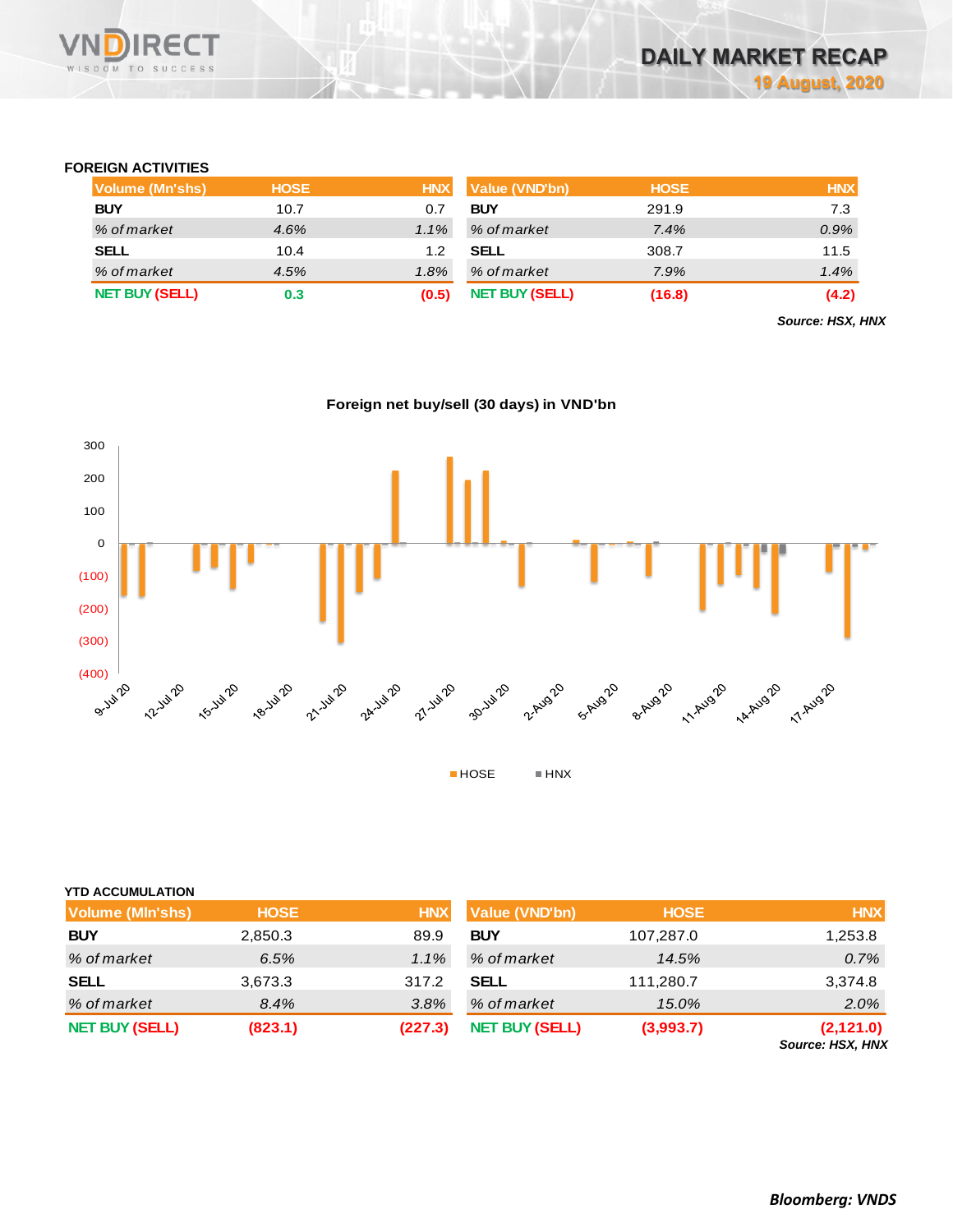## FOREIGN ACTIVITIES

| Volume (Mn'shs) | HOSE | HNX |
|---|---|---|
| BUY | 10.7 | 0.7 |
| *% of market* | *4.6%* | *1.1%* |
| SELL | 10.4 | 1.2 |
| *% of market* | *4.5%* | *1.8%* |
| NET BUY (SELL) | 0.3 | (0.5) |

| Value (VND'bn) | HOSE | HNX |
|---|---|---|
| BUY | 291.9 | 7.3 |
| *% of market* | *7.4%* | *0.9%* |
| SELL | 308.7 | 11.5 |
| *% of market* | *7.9%* | *1.4%* |
| NET BUY (SELL) | (16.8) | (4.2) |

*Source: HSX, HNX*

**Foreign net buy/sell (30 days) in VND'bn**

## YTD ACCUMULATION

| Volume (Mln'shs) | HOSE | HNX |
|---|---|---|
| BUY | 2,850.3 | 89.9 |
| *% of market* | *6.5%* | *1.1%* |
| SELL | 3,673.3 | 317.2 |
| *% of market* | *8.4%* | *3.8%* |
| NET BUY (SELL) | (823.1) | (227.3) |

| Value (VND'bn) | HOSE | HNX |
|---|---|---|
| BUY | 107,287.0 | 1,253.8 |
| *% of market* | *14.5%* | *0.7%* |
| SELL | 111,280.7 | 3,374.8 |
| *% of market* | *15.0%* | *2.0%* |
| NET BUY (SELL) | (3,993.7) | (2,121.0) |

*Source: HSX, HNX*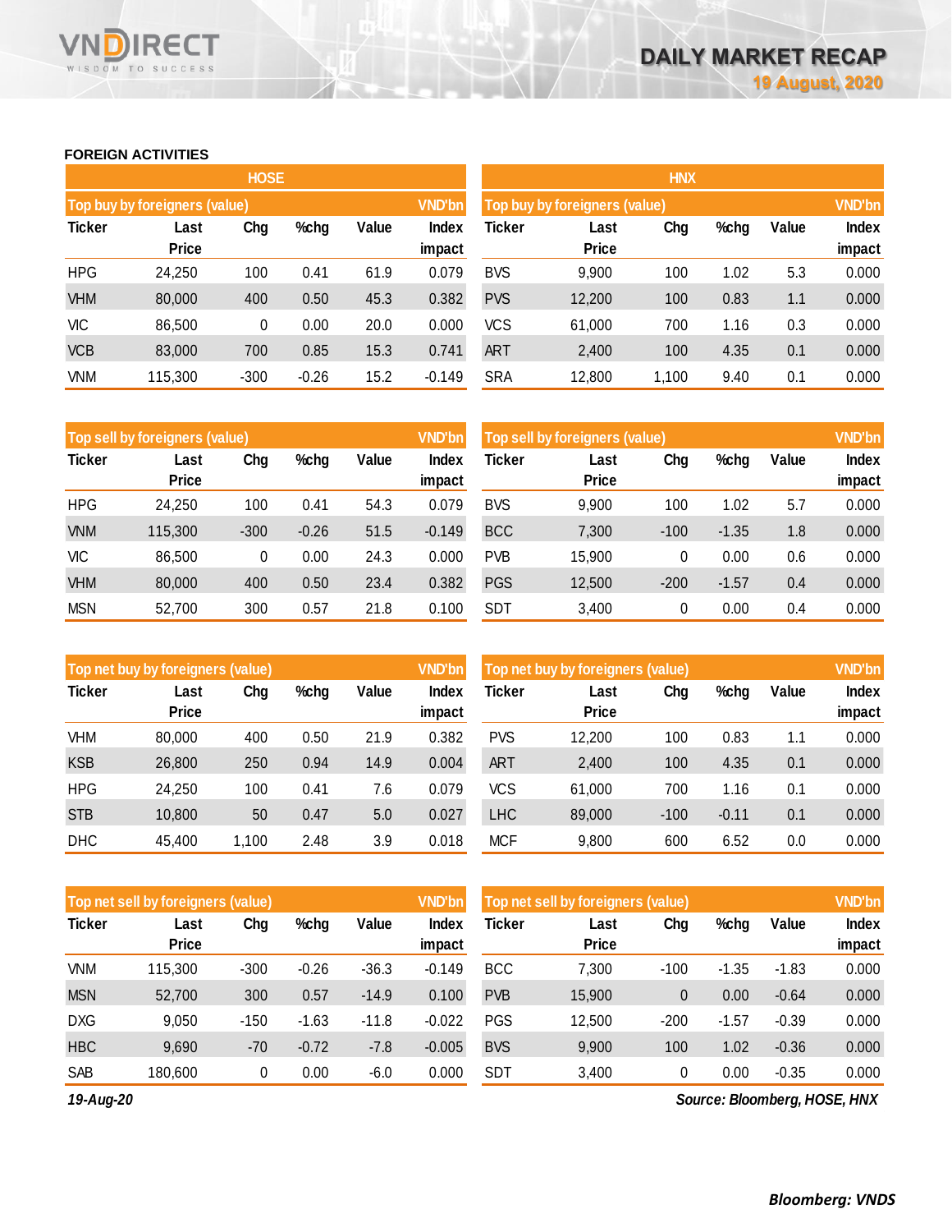# DAILY MARKET RECAP

19 August, 2020

## FOREIGN ACTIVITIES

### HOSE

**Top buy by foreigners (value)** — VND'bn

| Ticker | Last Price | Chg | %chg | Value | Index impact |
|---|---|---|---|---|---|
| HPG | 24,250 | 100 | 0.41 | 61.9 | 0.079 |
| VHM | 80,000 | 400 | 0.50 | 45.3 | 0.382 |
| VIC | 86,500 | 0 | 0.00 | 20.0 | 0.000 |
| VCB | 83,000 | 700 | 0.85 | 15.3 | 0.741 |
| VNM | 115,300 | -300 | -0.26 | 15.2 | -0.149 |

**Top sell by foreigners (value)** — VND'bn

| Ticker | Last Price | Chg | %chg | Value | Index impact |
|---|---|---|---|---|---|
| HPG | 24,250 | 100 | 0.41 | 54.3 | 0.079 |
| VNM | 115,300 | -300 | -0.26 | 51.5 | -0.149 |
| VIC | 86,500 | 0 | 0.00 | 24.3 | 0.000 |
| VHM | 80,000 | 400 | 0.50 | 23.4 | 0.382 |
| MSN | 52,700 | 300 | 0.57 | 21.8 | 0.100 |

**Top net buy by foreigners (value)** — VND'bn

| Ticker | Last Price | Chg | %chg | Value | Index impact |
|---|---|---|---|---|---|
| VHM | 80,000 | 400 | 0.50 | 21.9 | 0.382 |
| KSB | 26,800 | 250 | 0.94 | 14.9 | 0.004 |
| HPG | 24,250 | 100 | 0.41 | 7.6 | 0.079 |
| STB | 10,800 | 50 | 0.47 | 5.0 | 0.027 |
| DHC | 45,400 | 1,100 | 2.48 | 3.9 | 0.018 |

**Top net sell by foreigners (value)** — VND'bn

| Ticker | Last Price | Chg | %chg | Value | Index impact |
|---|---|---|---|---|---|
| VNM | 115,300 | -300 | -0.26 | -36.3 | -0.149 |
| MSN | 52,700 | 300 | 0.57 | -14.9 | 0.100 |
| DXG | 9,050 | -150 | -1.63 | -11.8 | -0.022 |
| HBC | 9,690 | -70 | -0.72 | -7.8 | -0.005 |
| SAB | 180,600 | 0 | 0.00 | -6.0 | 0.000 |

### HNX

**Top buy by foreigners (value)** — VND'bn

| Ticker | Last Price | Chg | %chg | Value | Index impact |
|---|---|---|---|---|---|
| BVS | 9,900 | 100 | 1.02 | 5.3 | 0.000 |
| PVS | 12,200 | 100 | 0.83 | 1.1 | 0.000 |
| VCS | 61,000 | 700 | 1.16 | 0.3 | 0.000 |
| ART | 2,400 | 100 | 4.35 | 0.1 | 0.000 |
| SRA | 12,800 | 1,100 | 9.40 | 0.1 | 0.000 |

**Top sell by foreigners (value)** — VND'bn

| Ticker | Last Price | Chg | %chg | Value | Index impact |
|---|---|---|---|---|---|
| BVS | 9,900 | 100 | 1.02 | 5.7 | 0.000 |
| BCC | 7,300 | -100 | -1.35 | 1.8 | 0.000 |
| PVB | 15,900 | 0 | 0.00 | 0.6 | 0.000 |
| PGS | 12,500 | -200 | -1.57 | 0.4 | 0.000 |
| SDT | 3,400 | 0 | 0.00 | 0.4 | 0.000 |

**Top net buy by foreigners (value)** — VND'bn

| Ticker | Last Price | Chg | %chg | Value | Index impact |
|---|---|---|---|---|---|
| PVS | 12,200 | 100 | 0.83 | 1.1 | 0.000 |
| ART | 2,400 | 100 | 4.35 | 0.1 | 0.000 |
| VCS | 61,000 | 700 | 1.16 | 0.1 | 0.000 |
| LHC | 89,000 | -100 | -0.11 | 0.1 | 0.000 |
| MCF | 9,800 | 600 | 6.52 | 0.0 | 0.000 |

**Top net sell by foreigners (value)** — VND'bn

| Ticker | Last Price | Chg | %chg | Value | Index impact |
|---|---|---|---|---|---|
| BCC | 7,300 | -100 | -1.35 | -1.83 | 0.000 |
| PVB | 15,900 | 0 | 0.00 | -0.64 | 0.000 |
| PGS | 12,500 | -200 | -1.57 | -0.39 | 0.000 |
| BVS | 9,900 | 100 | 1.02 | -0.36 | 0.000 |
| SDT | 3,400 | 0 | 0.00 | -0.35 | 0.000 |

*19-Aug-20*

*Source: Bloomberg, HOSE, HNX*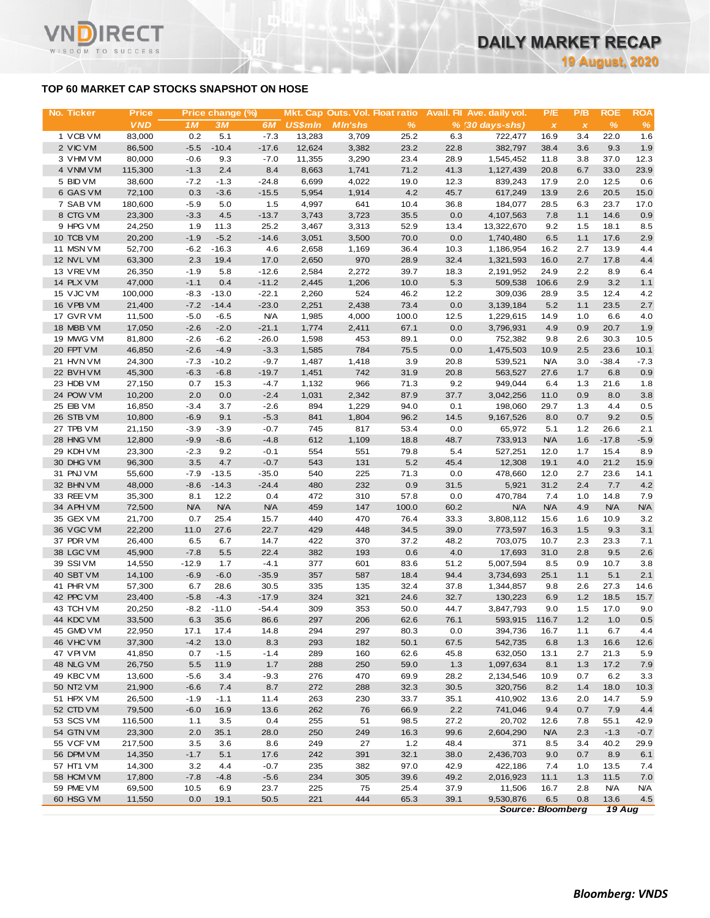# TOP 60 MARKET CAP STOCKS SNAPSHOT ON HOSE

| No. | Ticker | Price | Price change (%) | | | Mkt. Cap | Outs. Vol. | Float ratio | Avail. FII | Ave. daily vol. | P/E | P/B | ROE | ROA |
|---|---|---|---|---|---|---|---|---|---|---|---|---|---|---|
| | | VND | 1M | 3M | 6M | US$mln | Mln'shs | % | % | (30 days-shs) | x | x | % | % |
| 1 | VCB VM | 83,000 | 0.2 | 5.1 | -7.3 | 13,283 | 3,709 | 25.2 | 6.3 | 722,477 | 16.9 | 3.4 | 22.0 | 1.6 |
| 2 | VIC VM | 86,500 | -5.5 | -10.4 | -17.6 | 12,624 | 3,382 | 23.2 | 22.8 | 382,797 | 38.4 | 3.6 | 9.3 | 1.9 |
| 3 | VHM VM | 80,000 | -0.6 | 9.3 | -7.0 | 11,355 | 3,290 | 23.4 | 28.9 | 1,545,452 | 11.8 | 3.8 | 37.0 | 12.3 |
| 4 | VNM VM | 115,300 | -1.3 | 2.4 | 8.4 | 8,663 | 1,741 | 71.2 | 41.3 | 1,127,439 | 20.8 | 6.7 | 33.0 | 23.9 |
| 5 | BID VM | 38,600 | -7.2 | -1.3 | -24.8 | 6,699 | 4,022 | 19.0 | 12.3 | 839,243 | 17.9 | 2.0 | 12.5 | 0.6 |
| 6 | GAS VM | 72,100 | 0.3 | -3.6 | -15.5 | 5,954 | 1,914 | 4.2 | 45.7 | 617,249 | 13.9 | 2.6 | 20.5 | 15.0 |
| 7 | SAB VM | 180,600 | -5.9 | 5.0 | 1.5 | 4,997 | 641 | 10.4 | 36.8 | 184,077 | 28.5 | 6.3 | 23.7 | 17.0 |
| 8 | CTG VM | 23,300 | -3.3 | 4.5 | -13.7 | 3,743 | 3,723 | 35.5 | 0.0 | 4,107,563 | 7.8 | 1.1 | 14.6 | 0.9 |
| 9 | HPG VM | 24,250 | 1.9 | 11.3 | 25.2 | 3,467 | 3,313 | 52.9 | 13.4 | 13,322,670 | 9.2 | 1.5 | 18.1 | 8.5 |
| 10 | TCB VM | 20,200 | -1.9 | -5.2 | -14.6 | 3,051 | 3,500 | 70.0 | 0.0 | 1,740,480 | 6.5 | 1.1 | 17.6 | 2.9 |
| 11 | MSN VM | 52,700 | -6.2 | -16.3 | 4.6 | 2,658 | 1,169 | 36.4 | 10.3 | 1,186,954 | 16.2 | 2.7 | 13.9 | 4.4 |
| 12 | NVL VM | 63,300 | 2.3 | 19.4 | 17.0 | 2,650 | 970 | 28.9 | 32.4 | 1,321,593 | 16.0 | 2.7 | 17.8 | 4.4 |
| 13 | VRE VM | 26,350 | -1.9 | 5.8 | -12.6 | 2,584 | 2,272 | 39.7 | 18.3 | 2,191,952 | 24.9 | 2.2 | 8.9 | 6.4 |
| 14 | PLX VM | 47,000 | -1.1 | 0.4 | -11.2 | 2,445 | 1,206 | 10.0 | 5.3 | 509,538 | 106.6 | 2.9 | 3.2 | 1.1 |
| 15 | VJC VM | 100,000 | -8.3 | -13.0 | -22.1 | 2,260 | 524 | 46.2 | 12.2 | 309,036 | 28.9 | 3.5 | 12.4 | 4.2 |
| 16 | VPB VM | 21,400 | -7.2 | -14.4 | -23.0 | 2,251 | 2,438 | 73.4 | 0.0 | 3,139,184 | 5.2 | 1.1 | 23.5 | 2.7 |
| 17 | GVR VM | 11,500 | -5.0 | -6.5 | N/A | 1,985 | 4,000 | 100.0 | 12.5 | 1,229,615 | 14.9 | 1.0 | 6.6 | 4.0 |
| 18 | MBB VM | 17,050 | -2.6 | -2.0 | -21.1 | 1,774 | 2,411 | 67.1 | 0.0 | 3,796,931 | 4.9 | 0.9 | 20.7 | 1.9 |
| 19 | MWG VM | 81,800 | -2.6 | -6.2 | -26.0 | 1,598 | 453 | 89.1 | 0.0 | 752,382 | 9.8 | 2.6 | 30.3 | 10.5 |
| 20 | FPT VM | 46,850 | -2.6 | -4.9 | -3.3 | 1,585 | 784 | 75.5 | 0.0 | 1,475,503 | 10.9 | 2.5 | 23.6 | 10.1 |
| 21 | HVN VM | 24,300 | -7.3 | -10.2 | -9.7 | 1,487 | 1,418 | 3.9 | 20.8 | 539,521 | N/A | 3.0 | -38.4 | -7.3 |
| 22 | BVH VM | 45,300 | -6.3 | -6.8 | -19.7 | 1,451 | 742 | 31.9 | 20.8 | 563,527 | 27.6 | 1.7 | 6.8 | 0.9 |
| 23 | HDB VM | 27,150 | 0.7 | 15.3 | -4.7 | 1,132 | 966 | 71.3 | 9.2 | 949,044 | 6.4 | 1.3 | 21.6 | 1.8 |
| 24 | POW VM | 10,200 | 2.0 | 0.0 | -2.4 | 1,031 | 2,342 | 87.9 | 37.7 | 3,042,256 | 11.0 | 0.9 | 8.0 | 3.8 |
| 25 | EIB VM | 16,850 | -3.4 | 3.7 | -2.6 | 894 | 1,229 | 94.0 | 0.1 | 198,060 | 29.7 | 1.3 | 4.4 | 0.5 |
| 26 | STB VM | 10,800 | -6.9 | 9.1 | -5.3 | 841 | 1,804 | 96.2 | 14.5 | 9,167,526 | 8.0 | 0.7 | 9.2 | 0.5 |
| 27 | TPB VM | 21,150 | -3.9 | -3.9 | -0.7 | 745 | 817 | 53.4 | 0.0 | 65,972 | 5.1 | 1.2 | 26.6 | 2.1 |
| 28 | HNG VM | 12,800 | -9.9 | -8.6 | -4.8 | 612 | 1,109 | 18.8 | 48.7 | 733,913 | N/A | 1.6 | -17.8 | -5.9 |
| 29 | KDH VM | 23,300 | -2.3 | 9.2 | -0.1 | 554 | 551 | 79.8 | 5.4 | 527,251 | 12.0 | 1.7 | 15.4 | 8.9 |
| 30 | DHG VM | 96,300 | 3.5 | 4.7 | -0.7 | 543 | 131 | 5.2 | 45.4 | 12,308 | 19.1 | 4.0 | 21.2 | 15.9 |
| 31 | PNJ VM | 55,600 | -7.9 | -13.5 | -35.0 | 540 | 225 | 71.3 | 0.0 | 478,660 | 12.0 | 2.7 | 23.6 | 14.1 |
| 32 | BHN VM | 48,000 | -8.6 | -14.3 | -24.4 | 480 | 232 | 0.9 | 31.5 | 5,921 | 31.2 | 2.4 | 7.7 | 4.2 |
| 33 | REE VM | 35,300 | 8.1 | 12.2 | 0.4 | 472 | 310 | 57.8 | 0.0 | 470,784 | 7.4 | 1.0 | 14.8 | 7.9 |
| 34 | APH VM | 72,500 | N/A | N/A | N/A | 459 | 147 | 100.0 | 60.2 | N/A | N/A | 4.9 | N/A | N/A |
| 35 | GEX VM | 21,700 | 0.7 | 25.4 | 15.7 | 440 | 470 | 76.4 | 33.3 | 3,808,112 | 15.6 | 1.6 | 10.9 | 3.2 |
| 36 | VGC VM | 22,200 | 11.0 | 27.6 | 22.7 | 429 | 448 | 34.5 | 39.0 | 773,597 | 16.3 | 1.5 | 9.3 | 3.1 |
| 37 | PDR VM | 26,400 | 6.5 | 6.7 | 14.7 | 422 | 370 | 37.2 | 48.2 | 703,075 | 10.7 | 2.3 | 23.3 | 7.1 |
| 38 | LGC VM | 45,900 | -7.8 | 5.5 | 22.4 | 382 | 193 | 0.6 | 4.0 | 17,693 | 31.0 | 2.8 | 9.5 | 2.6 |
| 39 | SSI VM | 14,550 | -12.9 | 1.7 | -4.1 | 377 | 601 | 83.6 | 51.2 | 5,007,594 | 8.5 | 0.9 | 10.7 | 3.8 |
| 40 | SBT VM | 14,100 | -6.9 | -6.0 | -35.9 | 357 | 587 | 18.4 | 94.4 | 3,734,693 | 25.1 | 1.1 | 5.1 | 2.1 |
| 41 | PHR VM | 57,300 | 6.7 | 28.6 | 30.5 | 335 | 135 | 32.4 | 37.8 | 1,344,857 | 9.8 | 2.6 | 27.3 | 14.6 |
| 42 | PPC VM | 23,400 | -5.8 | -4.3 | -17.9 | 324 | 321 | 24.6 | 32.7 | 130,223 | 6.9 | 1.2 | 18.5 | 15.7 |
| 43 | TCH VM | 20,250 | -8.2 | -11.0 | -54.4 | 309 | 353 | 50.0 | 44.7 | 3,847,793 | 9.0 | 1.5 | 17.0 | 9.0 |
| 44 | KDC VM | 33,500 | 6.3 | 35.6 | 86.6 | 297 | 206 | 62.6 | 76.1 | 593,915 | 116.7 | 1.2 | 1.0 | 0.5 |
| 45 | GMD VM | 22,950 | 17.1 | 17.4 | 14.8 | 294 | 297 | 80.3 | 0.0 | 394,736 | 16.7 | 1.1 | 6.7 | 4.4 |
| 46 | VHC VM | 37,300 | -4.2 | 13.0 | 8.3 | 293 | 182 | 50.1 | 67.5 | 542,735 | 6.8 | 1.3 | 16.6 | 12.6 |
| 47 | VPI VM | 41,850 | 0.7 | -1.5 | -1.4 | 289 | 160 | 62.6 | 45.8 | 632,050 | 13.1 | 2.7 | 21.3 | 5.9 |
| 48 | NLG VM | 26,750 | 5.5 | 11.9 | 1.7 | 288 | 250 | 59.0 | 1.3 | 1,097,634 | 8.1 | 1.3 | 17.2 | 7.9 |
| 49 | KBC VM | 13,600 | -5.6 | 3.4 | -9.3 | 276 | 470 | 69.9 | 28.2 | 2,134,546 | 10.9 | 0.7 | 6.2 | 3.3 |
| 50 | NT2 VM | 21,900 | -6.6 | 7.4 | 8.7 | 272 | 288 | 32.3 | 30.5 | 320,756 | 8.2 | 1.4 | 18.0 | 10.3 |
| 51 | HPX VM | 26,500 | -1.9 | -1.1 | 11.4 | 263 | 230 | 33.7 | 35.1 | 410,902 | 13.6 | 2.0 | 14.7 | 5.9 |
| 52 | CTD VM | 79,500 | -6.0 | 16.9 | 13.6 | 262 | 76 | 66.9 | 2.2 | 741,046 | 9.4 | 0.7 | 7.9 | 4.4 |
| 53 | SCS VM | 116,500 | 1.1 | 3.5 | 0.4 | 255 | 51 | 98.5 | 27.2 | 20,702 | 12.6 | 7.8 | 55.1 | 42.9 |
| 54 | GTN VM | 23,300 | 2.0 | 35.1 | 28.0 | 250 | 249 | 16.3 | 99.6 | 2,604,290 | N/A | 2.3 | -1.3 | -0.7 |
| 55 | VCF VM | 217,500 | 3.5 | 3.6 | 8.6 | 249 | 27 | 1.2 | 48.4 | 371 | 8.5 | 3.4 | 40.2 | 29.9 |
| 56 | DPM VM | 14,350 | -1.7 | 5.1 | 17.6 | 242 | 391 | 32.1 | 38.0 | 2,436,703 | 9.0 | 0.7 | 8.9 | 6.1 |
| 57 | HT1 VM | 14,300 | 3.2 | 4.4 | -0.7 | 235 | 382 | 97.0 | 42.9 | 422,186 | 7.4 | 1.0 | 13.5 | 7.4 |
| 58 | HCM VM | 17,800 | -7.8 | -4.8 | -5.6 | 234 | 305 | 39.6 | 49.2 | 2,016,923 | 11.1 | 1.3 | 11.5 | 7.0 |
| 59 | PME VM | 69,500 | 10.5 | 6.9 | 23.7 | 225 | 75 | 25.4 | 37.9 | 11,506 | 16.7 | 2.8 | N/A | N/A |
| 60 | HSG VM | 11,550 | 0.0 | 19.1 | 50.5 | 221 | 444 | 65.3 | 39.1 | 9,530,876 | 6.5 | 0.8 | 13.6 | 4.5 |

*Source: Bloomberg* *19 Aug*

***Bloomberg: VNDS***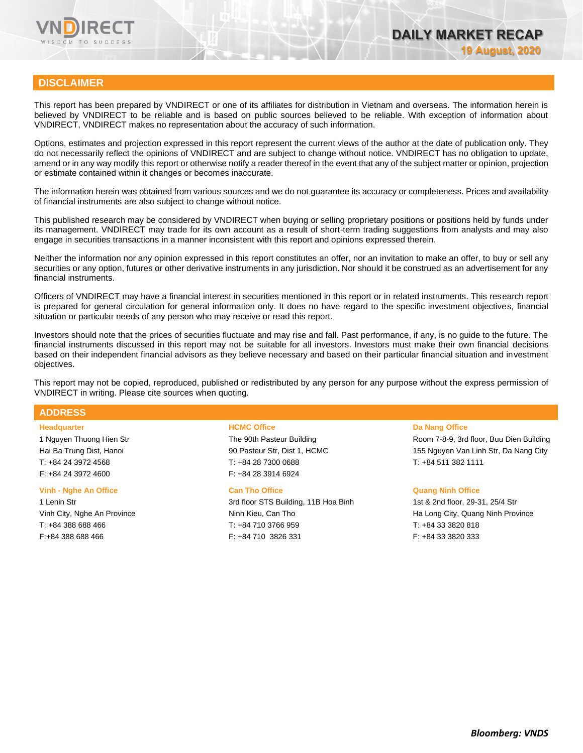## DISCLAIMER

This report has been prepared by VNDIRECT or one of its affiliates for distribution in Vietnam and overseas. The information herein is believed by VNDIRECT to be reliable and is based on public sources believed to be reliable. With exception of information about VNDIRECT, VNDIRECT makes no representation about the accuracy of such information.

Options, estimates and projection expressed in this report represent the current views of the author at the date of publication only. They do not necessarily reflect the opinions of VNDIRECT and are subject to change without notice. VNDIRECT has no obligation to update, amend or in any way modify this report or otherwise notify a reader thereof in the event that any of the subject matter or opinion, projection or estimate contained within it changes or becomes inaccurate.

The information herein was obtained from various sources and we do not guarantee its accuracy or completeness. Prices and availability of financial instruments are also subject to change without notice.

This published research may be considered by VNDIRECT when buying or selling proprietary positions or positions held by funds under its management. VNDIRECT may trade for its own account as a result of short-term trading suggestions from analysts and may also engage in securities transactions in a manner inconsistent with this report and opinions expressed therein.

Neither the information nor any opinion expressed in this report constitutes an offer, nor an invitation to make an offer, to buy or sell any securities or any option, futures or other derivative instruments in any jurisdiction. Nor should it be construed as an advertisement for any financial instruments.

Officers of VNDIRECT may have a financial interest in securities mentioned in this report or in related instruments. This research report is prepared for general circulation for general information only. It does no have regard to the specific investment objectives, financial situation or particular needs of any person who may receive or read this report.

Investors should note that the prices of securities fluctuate and may rise and fall. Past performance, if any, is no guide to the future. The financial instruments discussed in this report may not be suitable for all investors. Investors must make their own financial decisions based on their independent financial advisors as they believe necessary and based on their particular financial situation and investment objectives.

This report may not be copied, reproduced, published or redistributed by any person for any purpose without the express permission of VNDIRECT in writing. Please cite sources when quoting.

## ADDRESS

**Headquarter**
1 Nguyen Thuong Hien Str
Hai Ba Trung Dist, Hanoi
T: +84 24 3972 4568
F: +84 24 3972 4600

**HCMC Office**
The 90th Pasteur Building
90 Pasteur Str, Dist 1, HCMC
T: +84 28 7300 0688
F: +84 28 3914 6924

**Da Nang Office**
Room 7-8-9, 3rd floor, Buu Dien Building
155 Nguyen Van Linh Str, Da Nang City
T: +84 511 382 1111

**Vinh - Nghe An Office**
1 Lenin Str
Vinh City, Nghe An Province
T: +84 388 688 466
F:+84 388 688 466

**Can Tho Office**
3rd floor STS Building, 11B Hoa Binh
Ninh Kieu, Can Tho
T: +84 710 3766 959
F: +84 710 3826 331

**Quang Ninh Office**
1st & 2nd floor, 29-31, 25/4 Str
Ha Long City, Quang Ninh Province
T: +84 33 3820 818
F: +84 33 3820 333